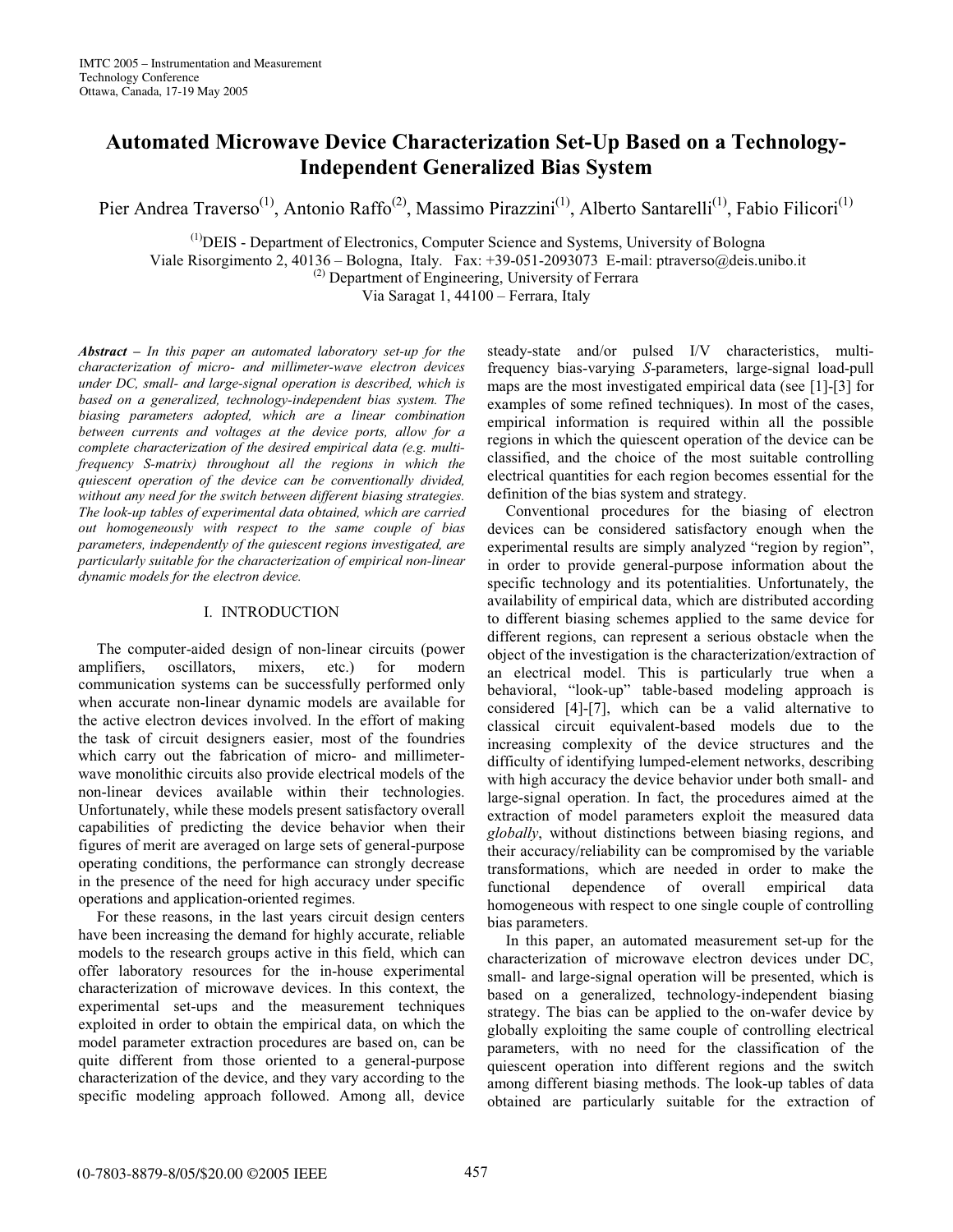# Automated Microwave Device Characterization Set-Up Based on a Technology-Independent Generalized Bias System

Pier Andrea Traverso[(1)], Antonio Raffo[(2)], Massimo Pirazzini[(1)], Alberto Santarelli[(1)], Fabio Filicori[(1)]

[(1)]DEIS - Department of Electronics, Computer Science and Systems, University of Bologna
Viale Risorgimento 2, 40136 – Bologna, Italy. Fax: +39-051-2093073 E-mail: ptraverso@deis.unibo.it
[(2)] Department of Engineering, University of Ferrara
Via Saragat 1, 44100 – Ferrara, Italy

***Abstract*** *– In this paper an automated laboratory set-up for the characterization of micro- and millimeter-wave electron devices under DC, small- and large-signal operation is described, which is based on a generalized, technology-independent bias system. The biasing parameters adopted, which are a linear combination between currents and voltages at the device ports, allow for a complete characterization of the desired empirical data (e.g. multi-frequency S-matrix) throughout all the regions in which the quiescent operation of the device can be conventionally divided, without any need for the switch between different biasing strategies. The look-up tables of experimental data obtained, which are carried out homogeneously with respect to the same couple of bias parameters, independently of the quiescent regions investigated, are particularly suitable for the characterization of empirical non-linear dynamic models for the electron device.*

## I. INTRODUCTION

The computer-aided design of non-linear circuits (power amplifiers, oscillators, mixers, etc.) for modern communication systems can be successfully performed only when accurate non-linear dynamic models are available for the active electron devices involved. In the effort of making the task of circuit designers easier, most of the foundries which carry out the fabrication of micro- and millimeter-wave monolithic circuits also provide electrical models of the non-linear devices available within their technologies. Unfortunately, while these models present satisfactory overall capabilities of predicting the device behavior when their figures of merit are averaged on large sets of general-purpose operating conditions, the performance can strongly decrease in the presence of the need for high accuracy under specific operations and application-oriented regimes.

For these reasons, in the last years circuit design centers have been increasing the demand for highly accurate, reliable models to the research groups active in this field, which can offer laboratory resources for the in-house experimental characterization of microwave devices. In this context, the experimental set-ups and the measurement techniques exploited in order to obtain the empirical data, on which the model parameter extraction procedures are based on, can be quite different from those oriented to a general-purpose characterization of the device, and they vary according to the specific modeling approach followed. Among all, device steady-state and/or pulsed I/V characteristics, multi-frequency bias-varying *S*-parameters, large-signal load-pull maps are the most investigated empirical data (see [1]-[3] for examples of some refined techniques). In most of the cases, empirical information is required within all the possible regions in which the quiescent operation of the device can be classified, and the choice of the most suitable controlling electrical quantities for each region becomes essential for the definition of the bias system and strategy.

Conventional procedures for the biasing of electron devices can be considered satisfactory enough when the experimental results are simply analyzed "region by region", in order to provide general-purpose information about the specific technology and its potentialities. Unfortunately, the availability of empirical data, which are distributed according to different biasing schemes applied to the same device for different regions, can represent a serious obstacle when the object of the investigation is the characterization/extraction of an electrical model. This is particularly true when a behavioral, "look-up" table-based modeling approach is considered [4]-[7], which can be a valid alternative to classical circuit equivalent-based models due to the increasing complexity of the device structures and the difficulty of identifying lumped-element networks, describing with high accuracy the device behavior under both small- and large-signal operation. In fact, the procedures aimed at the extraction of model parameters exploit the measured data *globally*, without distinctions between biasing regions, and their accuracy/reliability can be compromised by the variable transformations, which are needed in order to make the functional dependence of overall empirical data homogeneous with respect to one single couple of controlling bias parameters.

In this paper, an automated measurement set-up for the characterization of microwave electron devices under DC, small- and large-signal operation will be presented, which is based on a generalized, technology-independent biasing strategy. The bias can be applied to the on-wafer device by globally exploiting the same couple of controlling electrical parameters, with no need for the classification of the quiescent operation into different regions and the switch among different biasing methods. The look-up tables of data obtained are particularly suitable for the extraction of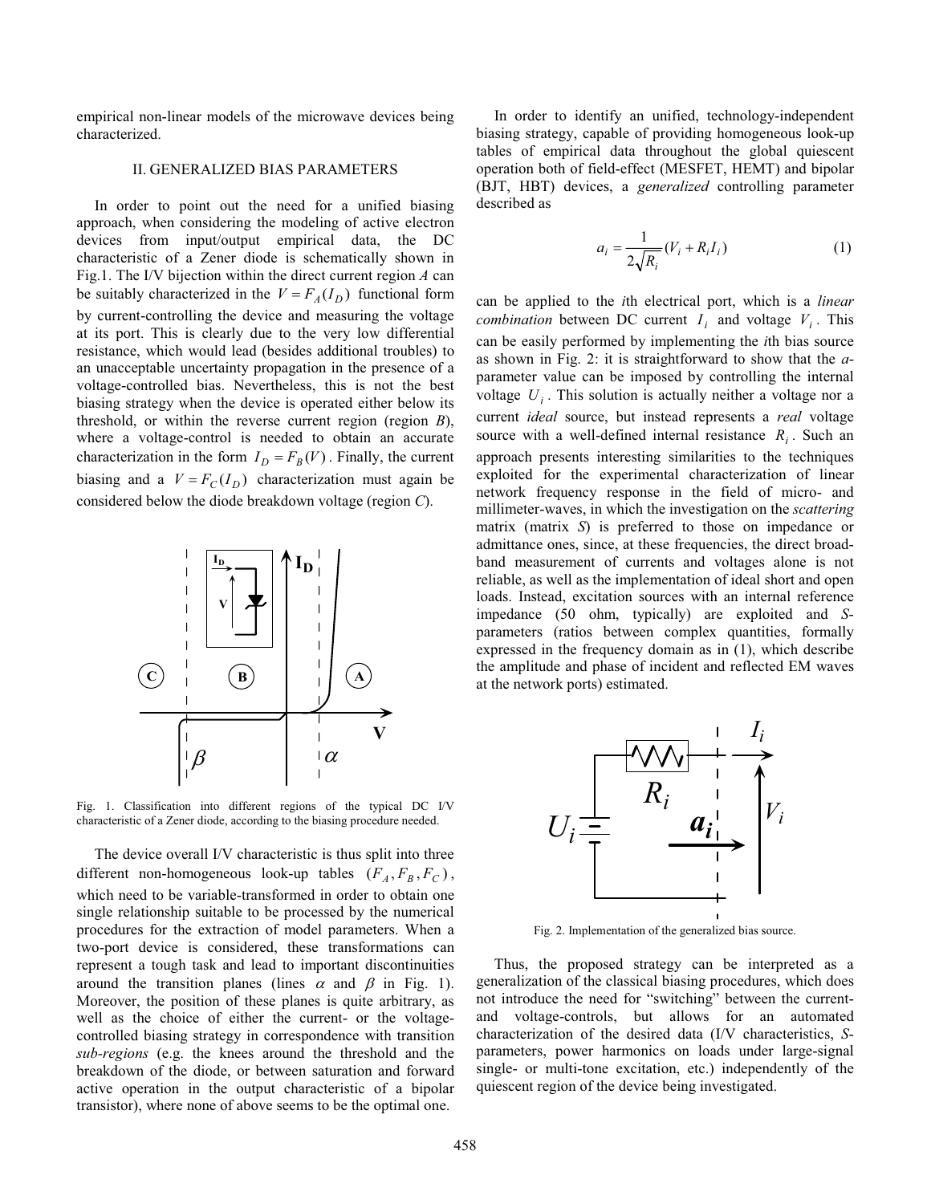empirical non-linear models of the microwave devices being characterized.

## II. GENERALIZED BIAS PARAMETERS

In order to point out the need for a unified biasing approach, when considering the modeling of active electron devices from input/output empirical data, the DC characteristic of a Zener diode is schematically shown in Fig.1. The I/V bijection within the direct current region *A* can be suitably characterized in the $V = F_A(I_D)$ functional form by current-controlling the device and measuring the voltage at its port. This is clearly due to the very low differential resistance, which would lead (besides additional troubles) to an unacceptable uncertainty propagation in the presence of a voltage-controlled bias. Nevertheless, this is not the best biasing strategy when the device is operated either below its threshold, or within the reverse current region (region *B*), where a voltage-control is needed to obtain an accurate characterization in the form $I_D = F_B(V)$. Finally, the current biasing and a $V = F_C(I_D)$ characterization must again be considered below the diode breakdown voltage (region *C*).

Fig. 1. Classification into different regions of the typical DC I/V characteristic of a Zener diode, according to the biasing procedure needed.

The device overall I/V characteristic is thus split into three different non-homogeneous look-up tables $(F_A, F_B, F_C)$, which need to be variable-transformed in order to obtain one single relationship suitable to be processed by the numerical procedures for the extraction of model parameters. When a two-port device is considered, these transformations can represent a tough task and lead to important discontinuities around the transition planes (lines $\alpha$ and $\beta$ in Fig. 1). Moreover, the position of these planes is quite arbitrary, as well as the choice of either the current- or the voltage-controlled biasing strategy in correspondence with transition *sub-regions* (e.g. the knees around the threshold and the breakdown of the diode, or between saturation and forward active operation in the output characteristic of a bipolar transistor), where none of above seems to be the optimal one.

In order to identify an unified, technology-independent biasing strategy, capable of providing homogeneous look-up tables of empirical data throughout the global quiescent operation both of field-effect (MESFET, HEMT) and bipolar (BJT, HBT) devices, a *generalized* controlling parameter described as

$$a_i = \frac{1}{2\sqrt{R_i}}(V_i + R_i I_i) \tag{1}$$

can be applied to the *i*th electrical port, which is a *linear combination* between DC current $I_i$ and voltage $V_i$. This can be easily performed by implementing the *i*th bias source as shown in Fig. 2: it is straightforward to show that the *a*-parameter value can be imposed by controlling the internal voltage $U_i$. This solution is actually neither a voltage nor a current *ideal* source, but instead represents a *real* voltage source with a well-defined internal resistance $R_i$. Such an approach presents interesting similarities to the techniques exploited for the experimental characterization of linear network frequency response in the field of micro- and millimeter-waves, in which the investigation on the *scattering* matrix (matrix *S*) is preferred to those on impedance or admittance ones, since, at these frequencies, the direct broad-band measurement of currents and voltages alone is not reliable, as well as the implementation of ideal short and open loads. Instead, excitation sources with an internal reference impedance (50 ohm, typically) are exploited and *S*-parameters (ratios between complex quantities, formally expressed in the frequency domain as in (1), which describe the amplitude and phase of incident and reflected EM waves at the network ports) estimated.

Fig. 2. Implementation of the generalized bias source.

Thus, the proposed strategy can be interpreted as a generalization of the classical biasing procedures, which does not introduce the need for "switching" between the current- and voltage-controls, but allows for an automated characterization of the desired data (I/V characteristics, *S*-parameters, power harmonics on loads under large-signal single- or multi-tone excitation, etc.) independently of the quiescent region of the device being investigated.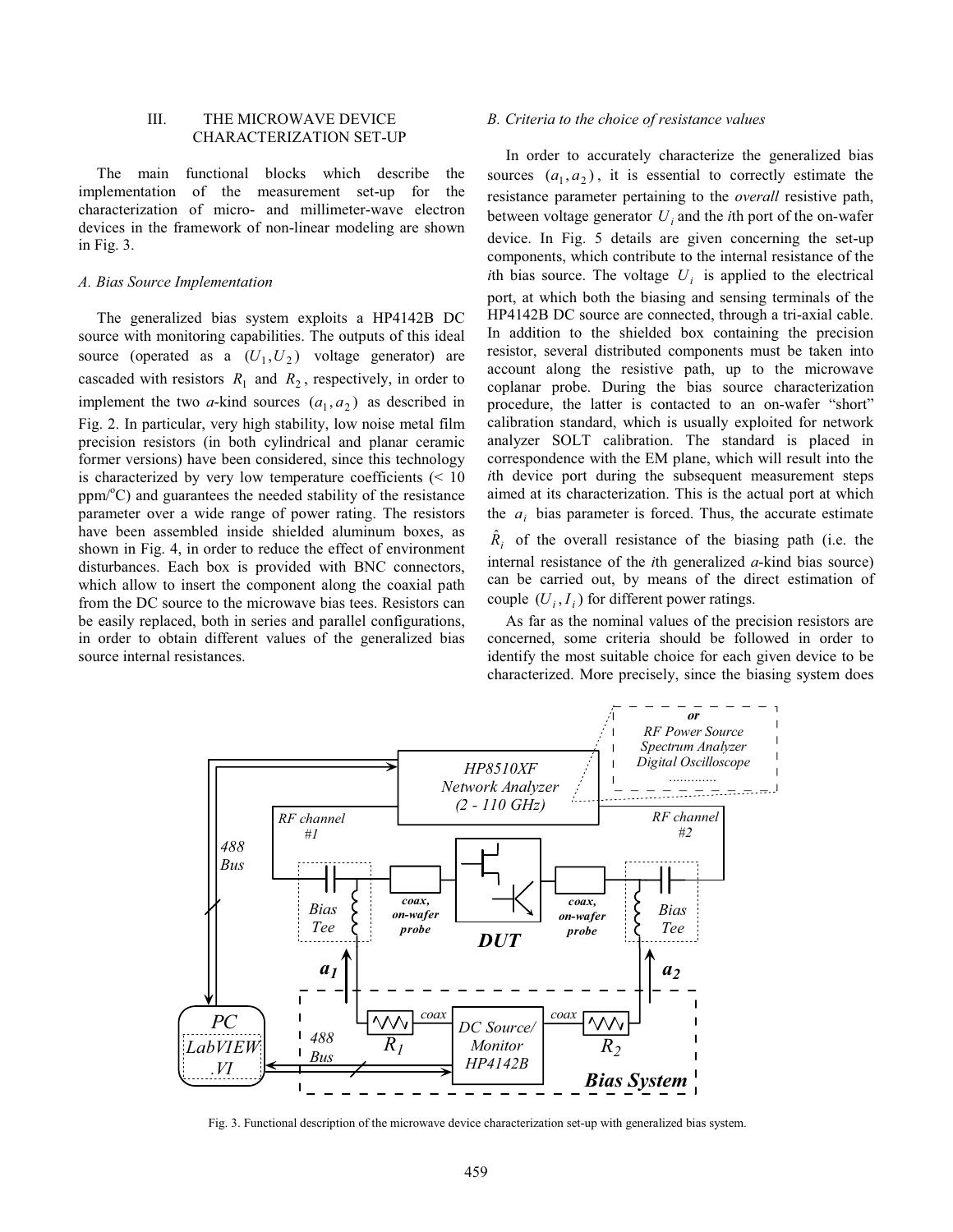## III. THE MICROWAVE DEVICE CHARACTERIZATION SET-UP

The main functional blocks which describe the implementation of the measurement set-up for the characterization of micro- and millimeter-wave electron devices in the framework of non-linear modeling are shown in Fig. 3.

### A. Bias Source Implementation

The generalized bias system exploits a HP4142B DC source with monitoring capabilities. The outputs of this ideal source (operated as a $(U_1, U_2)$ voltage generator) are cascaded with resistors $R_1$ and $R_2$, respectively, in order to implement the two *a*-kind sources $(a_1, a_2)$ as described in Fig. 2. In particular, very high stability, low noise metal film precision resistors (in both cylindrical and planar ceramic former versions) have been considered, since this technology is characterized by very low temperature coefficients (< 10 ppm/°C) and guarantees the needed stability of the resistance parameter over a wide range of power rating. The resistors have been assembled inside shielded aluminum boxes, as shown in Fig. 4, in order to reduce the effect of environment disturbances. Each box is provided with BNC connectors, which allow to insert the component along the coaxial path from the DC source to the microwave bias tees. Resistors can be easily replaced, both in series and parallel configurations, in order to obtain different values of the generalized bias source internal resistances.

### B. Criteria to the choice of resistance values

In order to accurately characterize the generalized bias sources $(a_1, a_2)$, it is essential to correctly estimate the resistance parameter pertaining to the *overall* resistive path, between voltage generator $U_i$ and the *i*th port of the on-wafer device. In Fig. 5 details are given concerning the set-up components, which contribute to the internal resistance of the *i*th bias source. The voltage $U_i$ is applied to the electrical port, at which both the biasing and sensing terminals of the HP4142B DC source are connected, through a tri-axial cable. In addition to the shielded box containing the precision resistor, several distributed components must be taken into account along the resistive path, up to the microwave coplanar probe. During the bias source characterization procedure, the latter is contacted to an on-wafer "short" calibration standard, which is usually exploited for network analyzer SOLT calibration. The standard is placed in correspondence with the EM plane, which will result into the *i*th device port during the subsequent measurement steps aimed at its characterization. This is the actual port at which the $a_i$ bias parameter is forced. Thus, the accurate estimate $\hat{R}_i$ of the overall resistance of the biasing path (i.e. the internal resistance of the *i*th generalized *a*-kind bias source) can be carried out, by means of the direct estimation of couple $(U_i, I_i)$ for different power ratings.

As far as the nominal values of the precision resistors are concerned, some criteria should be followed in order to identify the most suitable choice for each given device to be characterized. More precisely, since the biasing system does

Fig. 3. Functional description of the microwave device characterization set-up with generalized bias system.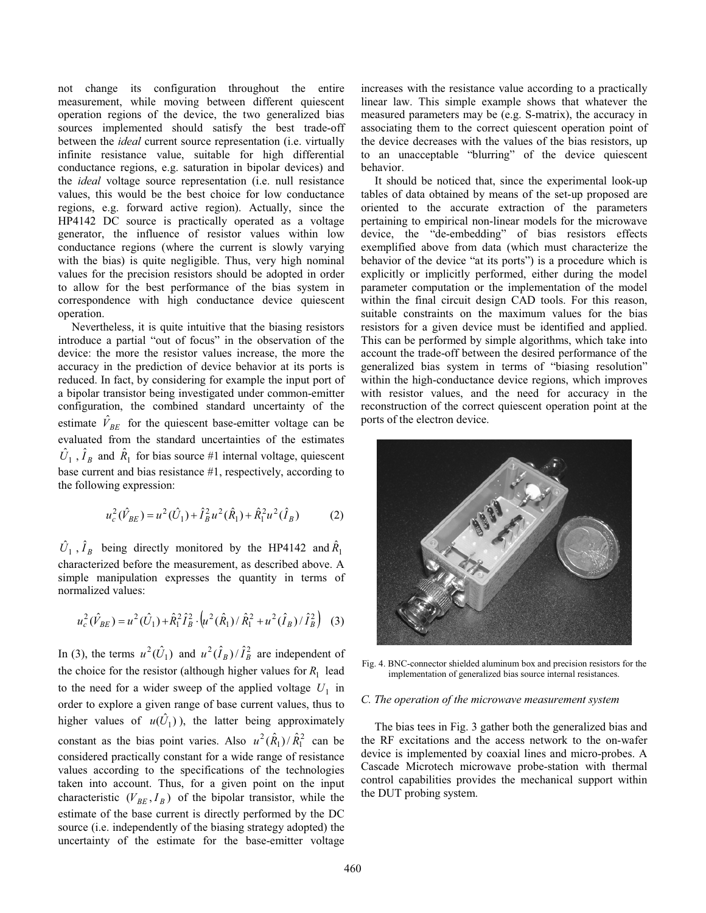not change its configuration throughout the entire measurement, while moving between different quiescent operation regions of the device, the two generalized bias sources implemented should satisfy the best trade-off between the *ideal* current source representation (i.e. virtually infinite resistance value, suitable for high differential conductance regions, e.g. saturation in bipolar devices) and the *ideal* voltage source representation (i.e. null resistance values, this would be the best choice for low conductance regions, e.g. forward active region). Actually, since the HP4142 DC source is practically operated as a voltage generator, the influence of resistor values within low conductance regions (where the current is slowly varying with the bias) is quite negligible. Thus, very high nominal values for the precision resistors should be adopted in order to allow for the best performance of the bias system in correspondence with high conductance device quiescent operation.

Nevertheless, it is quite intuitive that the biasing resistors introduce a partial "out of focus" in the observation of the device: the more the resistor values increase, the more the accuracy in the prediction of device behavior at its ports is reduced. In fact, by considering for example the input port of a bipolar transistor being investigated under common-emitter configuration, the combined standard uncertainty of the estimate $\hat{V}_{BE}$ for the quiescent base-emitter voltage can be evaluated from the standard uncertainties of the estimates $\hat{U}_1$, $\hat{I}_B$ and $\hat{R}_1$ for bias source #1 internal voltage, quiescent base current and bias resistance #1, respectively, according to the following expression:

$$u_c^2(\hat{V}_{BE}) = u^2(\hat{U}_1) + \hat{I}_B^2 u^2(\hat{R}_1) + \hat{R}_1^2 u^2(\hat{I}_B) \qquad (2)$$

$\hat{U}_1$, $\hat{I}_B$ being directly monitored by the HP4142 and $\hat{R}_1$ characterized before the measurement, as described above. A simple manipulation expresses the quantity in terms of normalized values:

$$u_c^2(\hat{V}_{BE}) = u^2(\hat{U}_1) + \hat{R}_1^2 \hat{I}_B^2 \cdot \left( u^2(\hat{R}_1)/\hat{R}_1^2 + u^2(\hat{I}_B)/\hat{I}_B^2 \right) \qquad (3)$$

In (3), the terms $u^2(\hat{U}_1)$ and $u^2(\hat{I}_B)/\hat{I}_B^2$ are independent of the choice for the resistor (although higher values for $R_1$ lead to the need for a wider sweep of the applied voltage $U_1$ in order to explore a given range of base current values, thus to higher values of $u(\hat{U}_1)$), the latter being approximately constant as the bias point varies. Also $u^2(\hat{R}_1)/\hat{R}_1^2$ can be considered practically constant for a wide range of resistance values according to the specifications of the technologies taken into account. Thus, for a given point on the input characteristic $(V_{BE}, I_B)$ of the bipolar transistor, while the estimate of the base current is directly performed by the DC source (i.e. independently of the biasing strategy adopted) the uncertainty of the estimate for the base-emitter voltage increases with the resistance value according to a practically linear law. This simple example shows that whatever the measured parameters may be (e.g. S-matrix), the accuracy in associating them to the correct quiescent operation point of the device decreases with the values of the bias resistors, up to an unacceptable "blurring" of the device quiescent behavior.

It should be noticed that, since the experimental look-up tables of data obtained by means of the set-up proposed are oriented to the accurate extraction of the parameters pertaining to empirical non-linear models for the microwave device, the "de-embedding" of bias resistors effects exemplified above from data (which must characterize the behavior of the device "at its ports") is a procedure which is explicitly or implicitly performed, either during the model parameter computation or the implementation of the model within the final circuit design CAD tools. For this reason, suitable constraints on the maximum values for the bias resistors for a given device must be identified and applied. This can be performed by simple algorithms, which take into account the trade-off between the desired performance of the generalized bias system in terms of "biasing resolution" within the high-conductance device regions, which improves with resistor values, and the need for accuracy in the reconstruction of the correct quiescent operation point at the ports of the electron device.

Fig. 4. BNC-connector shielded aluminum box and precision resistors for the implementation of generalized bias source internal resistances.

### C. The operation of the microwave measurement system

The bias tees in Fig. 3 gather both the generalized bias and the RF excitations and the access network to the on-wafer device is implemented by coaxial lines and micro-probes. A Cascade Microtech microwave probe-station with thermal control capabilities provides the mechanical support within the DUT probing system.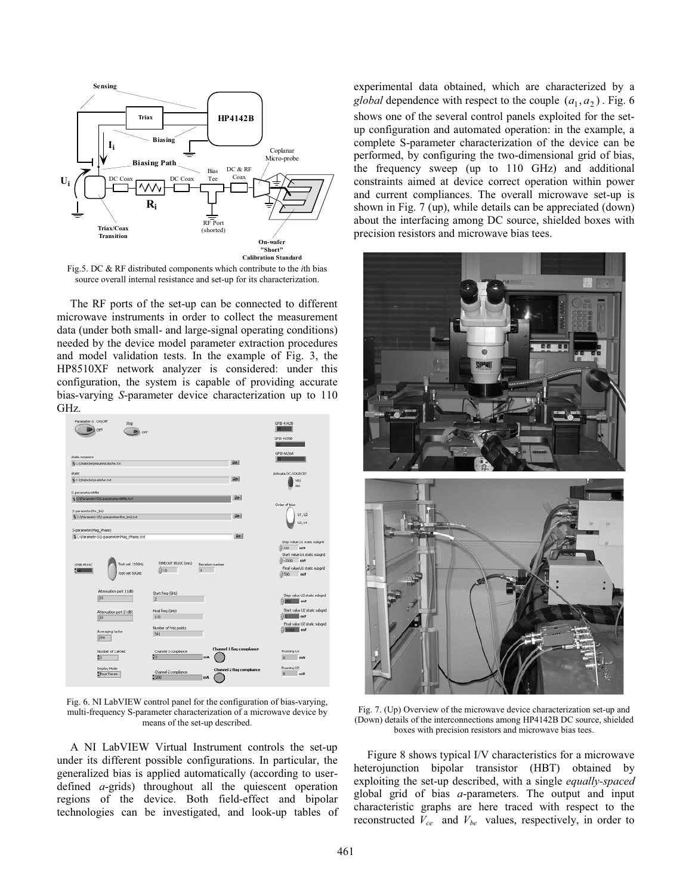Fig.5. DC & RF distributed components which contribute to the *i*th bias source overall internal resistance and set-up for its characterization.

The RF ports of the set-up can be connected to different microwave instruments in order to collect the measurement data (under both small- and large-signal operating conditions) needed by the device model parameter extraction procedures and model validation tests. In the example of Fig. 3, the HP8510XF network analyzer is considered: under this configuration, the system is capable of providing accurate bias-varying *S*-parameter device characterization up to 110 GHz.

Fig. 6. NI LabVIEW control panel for the configuration of bias-varying, multi-frequency S-parameter characterization of a microwave device by means of the set-up described.

A NI LabView Virtual Instrument controls the set-up under its different possible configurations. In particular, the generalized bias is applied automatically (according to user-defined *a*-grids) throughout all the quiescent operation regions of the device. Both field-effect and bipolar technologies can be investigated, and look-up tables of experimental data obtained, which are characterized by a *global* dependence with respect to the couple $(a_1, a_2)$. Fig. 6 shows one of the several control panels exploited for the set-up configuration and automated operation: in the example, a complete S-parameter characterization of the device can be performed, by configuring the two-dimensional grid of bias, the frequency sweep (up to 110 GHz) and additional constraints aimed at device correct operation within power and current compliances. The overall microwave set-up is shown in Fig. 7 (up), while details can be appreciated (down) about the interfacing among DC source, shielded boxes with precision resistors and microwave bias tees.

Fig. 7. (Up) Overview of the microwave device characterization set-up and (Down) details of the interconnections among HP4142B DC source, shielded boxes with precision resistors and microwave bias tees.

Figure 8 shows typical I/V characteristics for a microwave heterojunction bipolar transistor (HBT) obtained by exploiting the set-up described, with a single *equally-spaced* global grid of bias *a*-parameters. The output and input characteristic graphs are here traced with respect to the reconstructed $V_{ce}$ and $V_{be}$ values, respectively, in order to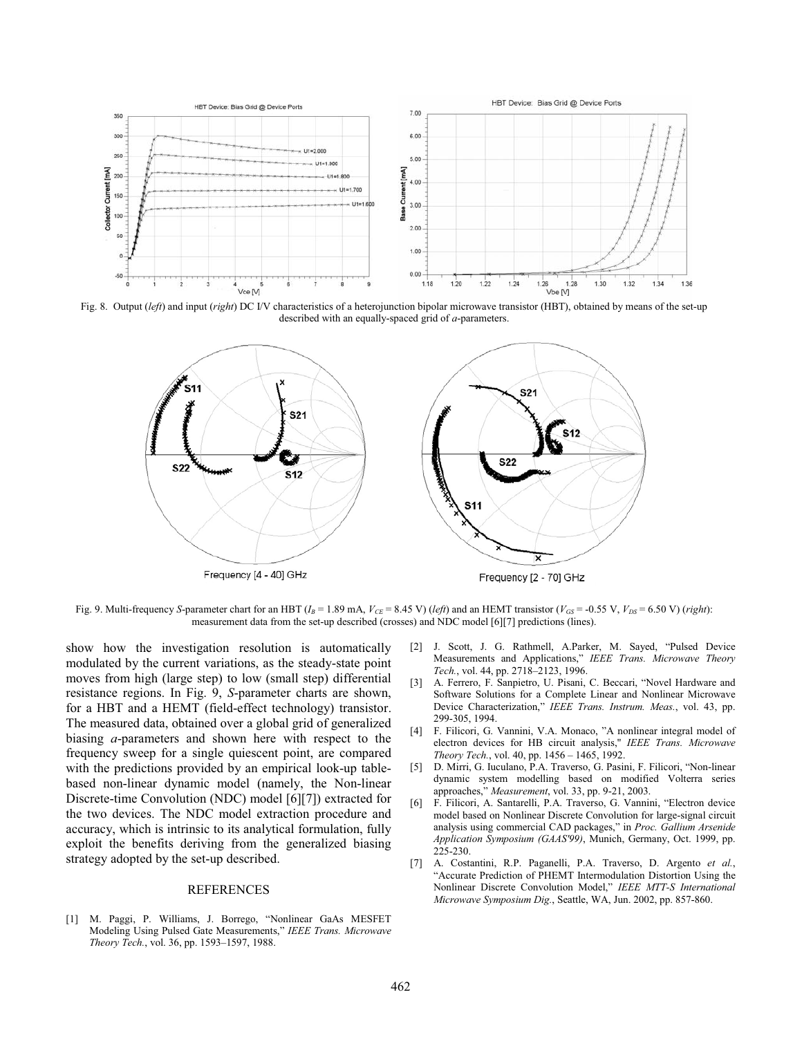HBT Device: Bias Grid @ Device Ports

Collector Current [mA]

350
300
250
200
150
100
50
0
-50

0 1 2 3 4 5 6 7 8 9

Vce [V]

U1=2.000
U1=1.900
U1=1.800
U1=1.700
U1=1.600

HBT Device: Bias Grid @ Device Ports

Base Current [mA]

7.00
6.00
5.00
4.00
3.00
2.00
1.00
0.00

1.18 1.20 1.22 1.24 1.26 1.28 1.30 1.32 1.34 1.36

Vbe [V]

Fig. 8. Output (*left*) and input (*right*) DC I/V characteristics of a heterojunction bipolar microwave transistor (HBT), obtained by means of the set-up described with an equally-spaced grid of *a*-parameters.

S11
S21
S22
S12

Frequency [4 - 40] GHz

S21
S12
S22
S11

Frequency [2 - 70] GHz

Fig. 9. Multi-frequency *S*-parameter chart for an HBT ($I_B$ = 1.89 mA, $V_{CE}$ = 8.45 V) (*left*) and an HEMT transistor ($V_{GS}$ = -0.55 V, $V_{DS}$ = 6.50 V) (*right*): measurement data from the set-up described (crosses) and NDC model [6][7] predictions (lines).

show how the investigation resolution is automatically modulated by the current variations, as the steady-state point moves from high (large step) to low (small step) differential resistance regions. In Fig. 9, *S*-parameter charts are shown, for a HBT and a HEMT (field-effect technology) transistor. The measured data, obtained over a global grid of generalized biasing *a*-parameters and shown here with respect to the frequency sweep for a single quiescent point, are compared with the predictions provided by an empirical look-up table-based non-linear dynamic model (namely, the Non-linear Discrete-time Convolution (NDC) model [6][7]) extracted for the two devices. The NDC model extraction procedure and accuracy, which is intrinsic to its analytical formulation, fully exploit the benefits deriving from the generalized biasing strategy adopted by the set-up described.

## REFERENCES

[1] M. Paggi, P. Williams, J. Borrego, "Nonlinear GaAs MESFET Modeling Using Pulsed Gate Measurements," *IEEE Trans. Microwave Theory Tech.*, vol. 36, pp. 1593–1597, 1988.

[2] J. Scott, J. G. Rathmell, A.Parker, M. Sayed, "Pulsed Device Measurements and Applications," *IEEE Trans. Microwave Theory Tech.*, vol. 44, pp. 2718–2123, 1996.

[3] A. Ferrero, F. Sanpietro, U. Pisani, C. Beccari, "Novel Hardware and Software Solutions for a Complete Linear and Nonlinear Microwave Device Characterization," *IEEE Trans. Instrum. Meas.*, vol. 43, pp. 299-305, 1994.

[4] F. Filicori, G. Vannini, V.A. Monaco, "A nonlinear integral model of electron devices for HB circuit analysis," *IEEE Trans. Microwave Theory Tech.*, vol. 40, pp. 1456 – 1465, 1992.

[5] D. Mirri, G. Iuculano, P.A. Traverso, G. Pasini, F. Filicori, "Non-linear dynamic system modelling based on modified Volterra series approaches," *Measurement*, vol. 33, pp. 9-21, 2003.

[6] F. Filicori, A. Santarelli, P.A. Traverso, G. Vannini, "Electron device model based on Nonlinear Discrete Convolution for large-signal circuit analysis using commercial CAD packages," in *Proc. Gallium Arsenide Application Symposium (GAAS'99)*, Munich, Germany, Oct. 1999, pp. 225-230.

[7] A. Costantini, R.P. Paganelli, P.A. Traverso, D. Argento *et al.*, "Accurate Prediction of PHEMT Intermodulation Distortion Using the Nonlinear Discrete Convolution Model," *IEEE MTT-S International Microwave Symposium Dig.*, Seattle, WA, Jun. 2002, pp. 857-860.